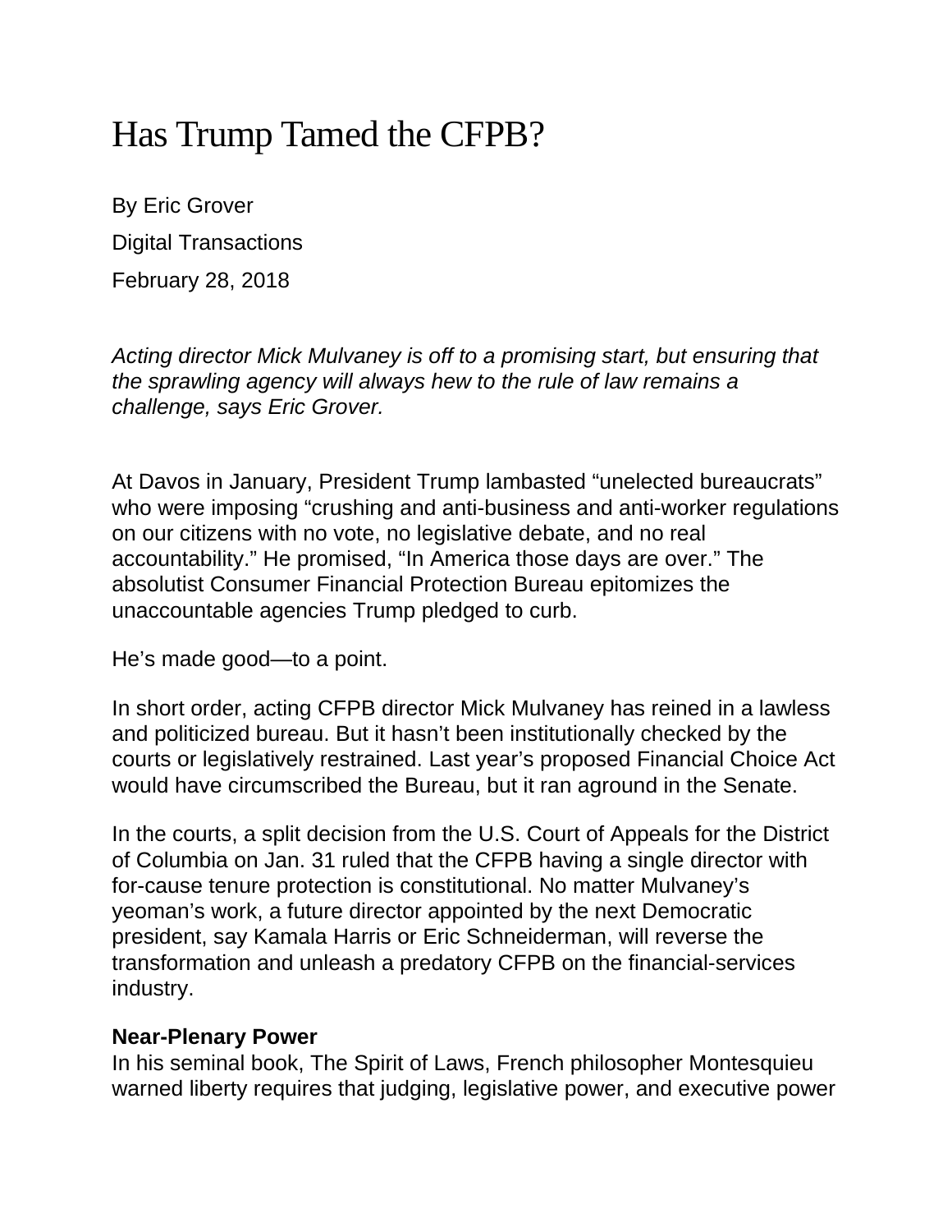# Has Trump Tamed the CFPB?

By Eric Grover

Digital Transactions

February 28, 2018

*Acting director Mick Mulvaney is off to a promising start, but ensuring that the sprawling agency will always hew to the rule of law remains a challenge, says Eric Grover.*

At Davos in January, President Trump lambasted "unelected bureaucrats" who were imposing "crushing and anti-business and anti-worker regulations on our citizens with no vote, no legislative debate, and no real accountability." He promised, "In America those days are over." The absolutist Consumer Financial Protection Bureau epitomizes the unaccountable agencies Trump pledged to curb.

He's made good—to a point.

In short order, acting CFPB director Mick Mulvaney has reined in a lawless and politicized bureau. But it hasn't been institutionally checked by the courts or legislatively restrained. Last year's proposed Financial Choice Act would have circumscribed the Bureau, but it ran aground in the Senate.

In the courts, a split decision from the U.S. Court of Appeals for the District of Columbia on Jan. 31 ruled that the CFPB having a single director with for-cause tenure protection is constitutional. No matter Mulvaney's yeoman's work, a future director appointed by the next Democratic president, say Kamala Harris or Eric Schneiderman, will reverse the transformation and unleash a predatory CFPB on the financial-services industry.

**Near-Plenary Power**

In his seminal book, The Spirit of Laws, French philosopher Montesquieu warned liberty requires that judging, legislative power, and executive power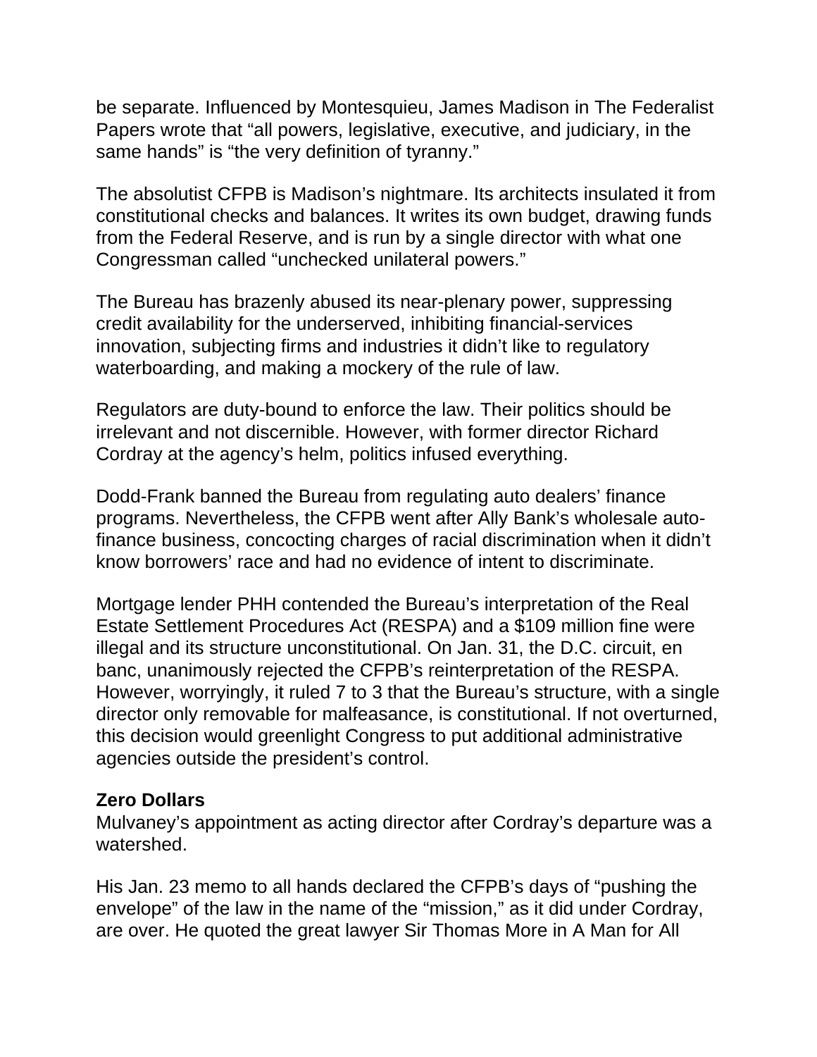be separate. Influenced by Montesquieu, James Madison in The Federalist Papers wrote that "all powers, legislative, executive, and judiciary, in the same hands" is "the very definition of tyranny."

The absolutist CFPB is Madison's nightmare. Its architects insulated it from constitutional checks and balances. It writes its own budget, drawing funds from the Federal Reserve, and is run by a single director with what one Congressman called "unchecked unilateral powers."

The Bureau has brazenly abused its near-plenary power, suppressing credit availability for the underserved, inhibiting financial-services innovation, subjecting firms and industries it didn't like to regulatory waterboarding, and making a mockery of the rule of law.

Regulators are duty-bound to enforce the law. Their politics should be irrelevant and not discernible. However, with former director Richard Cordray at the agency's helm, politics infused everything.

Dodd-Frank banned the Bureau from regulating auto dealers' finance programs. Nevertheless, the CFPB went after Ally Bank's wholesale auto-finance business, concocting charges of racial discrimination when it didn't know borrowers' race and had no evidence of intent to discriminate.

Mortgage lender PHH contended the Bureau's interpretation of the Real Estate Settlement Procedures Act (RESPA) and a $109 million fine were illegal and its structure unconstitutional. On Jan. 31, the D.C. circuit, en banc, unanimously rejected the CFPB's reinterpretation of the RESPA. However, worryingly, it ruled 7 to 3 that the Bureau's structure, with a single director only removable for malfeasance, is constitutional. If not overturned, this decision would greenlight Congress to put additional administrative agencies outside the president's control.

**Zero Dollars**

Mulvaney's appointment as acting director after Cordray's departure was a watershed.

His Jan. 23 memo to all hands declared the CFPB's days of "pushing the envelope" of the law in the name of the "mission," as it did under Cordray, are over. He quoted the great lawyer Sir Thomas More in A Man for All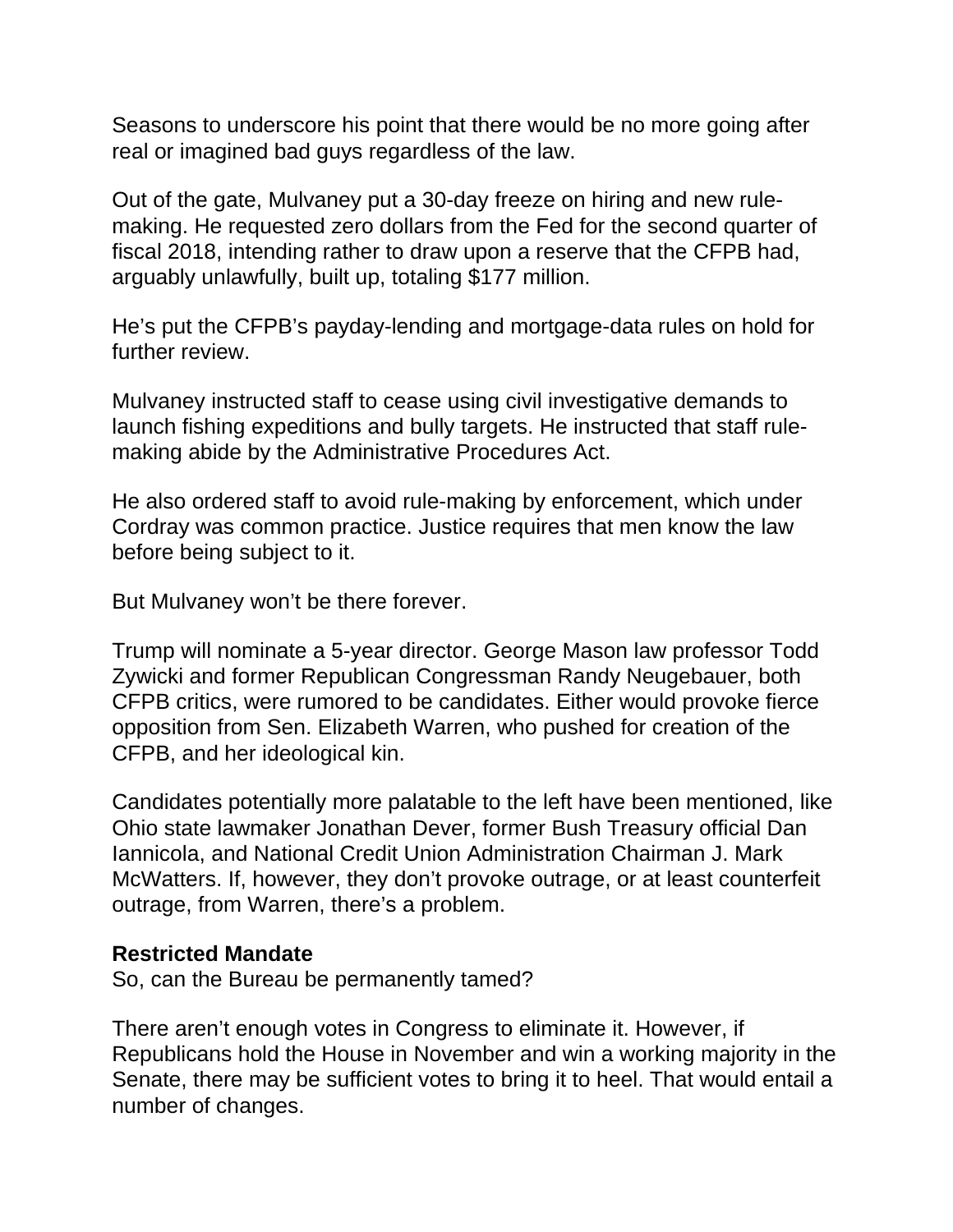Seasons to underscore his point that there would be no more going after real or imagined bad guys regardless of the law.

Out of the gate, Mulvaney put a 30-day freeze on hiring and new rule-making. He requested zero dollars from the Fed for the second quarter of fiscal 2018, intending rather to draw upon a reserve that the CFPB had, arguably unlawfully, built up, totaling $177 million.

He's put the CFPB's payday-lending and mortgage-data rules on hold for further review.

Mulvaney instructed staff to cease using civil investigative demands to launch fishing expeditions and bully targets. He instructed that staff rule-making abide by the Administrative Procedures Act.

He also ordered staff to avoid rule-making by enforcement, which under Cordray was common practice. Justice requires that men know the law before being subject to it.

But Mulvaney won't be there forever.

Trump will nominate a 5-year director. George Mason law professor Todd Zywicki and former Republican Congressman Randy Neugebauer, both CFPB critics, were rumored to be candidates. Either would provoke fierce opposition from Sen. Elizabeth Warren, who pushed for creation of the CFPB, and her ideological kin.

Candidates potentially more palatable to the left have been mentioned, like Ohio state lawmaker Jonathan Dever, former Bush Treasury official Dan Iannicola, and National Credit Union Administration Chairman J. Mark McWatters. If, however, they don't provoke outrage, or at least counterfeit outrage, from Warren, there's a problem.

**Restricted Mandate**

So, can the Bureau be permanently tamed?

There aren't enough votes in Congress to eliminate it. However, if Republicans hold the House in November and win a working majority in the Senate, there may be sufficient votes to bring it to heel. That would entail a number of changes.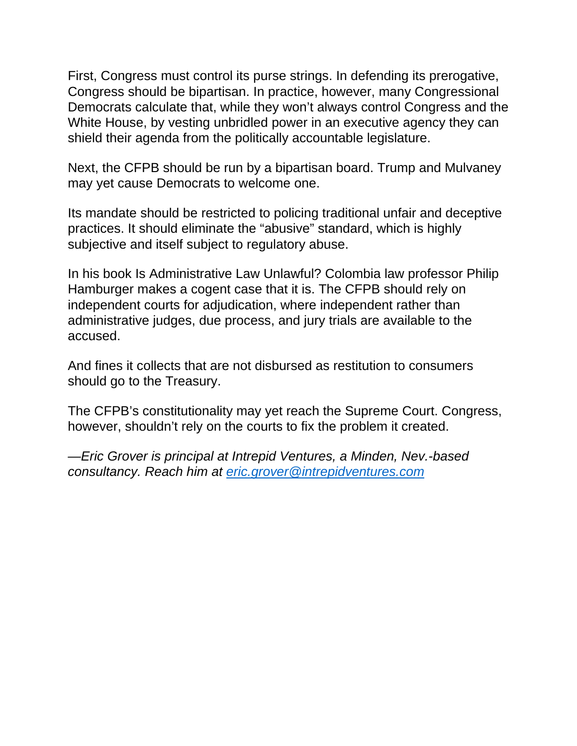First, Congress must control its purse strings. In defending its prerogative, Congress should be bipartisan. In practice, however, many Congressional Democrats calculate that, while they won't always control Congress and the White House, by vesting unbridled power in an executive agency they can shield their agenda from the politically accountable legislature.

Next, the CFPB should be run by a bipartisan board. Trump and Mulvaney may yet cause Democrats to welcome one.

Its mandate should be restricted to policing traditional unfair and deceptive practices. It should eliminate the "abusive" standard, which is highly subjective and itself subject to regulatory abuse.

In his book Is Administrative Law Unlawful? Colombia law professor Philip Hamburger makes a cogent case that it is. The CFPB should rely on independent courts for adjudication, where independent rather than administrative judges, due process, and jury trials are available to the accused.

And fines it collects that are not disbursed as restitution to consumers should go to the Treasury.

The CFPB's constitutionality may yet reach the Supreme Court. Congress, however, shouldn't rely on the courts to fix the problem it created.

*—Eric Grover is principal at Intrepid Ventures, a Minden, Nev.-based consultancy. Reach him at [eric.grover@intrepidventures.com](mailto:eric.grover@intrepidventures.com)*